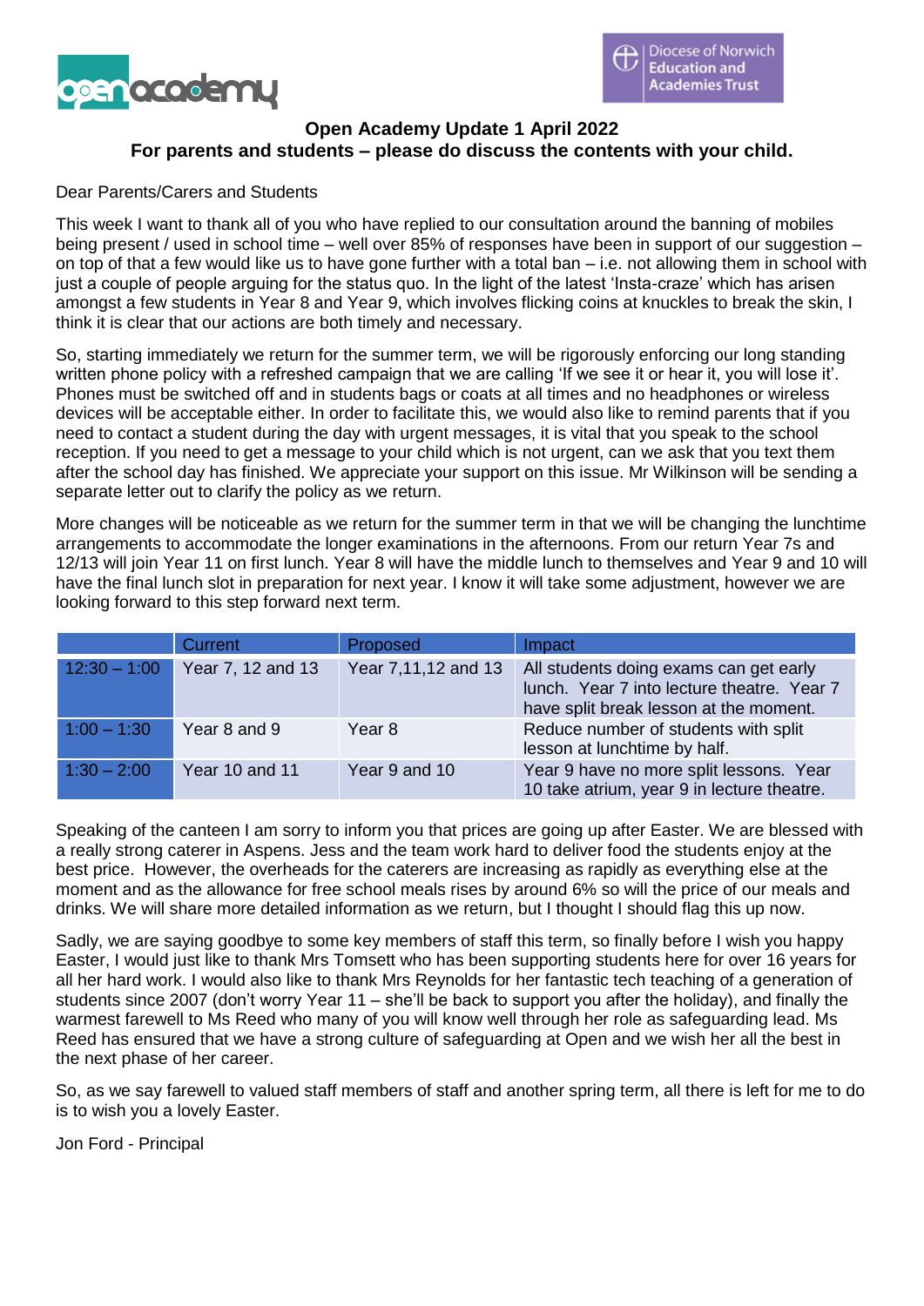# Open Academy Update 1 April 2022

## For parents and students – please do discuss the contents with your child.

Dear Parents/Carers and Students

This week I want to thank all of you who have replied to our consultation around the banning of mobiles being present / used in school time – well over 85% of responses have been in support of our suggestion – on top of that a few would like us to have gone further with a total ban – i.e. not allowing them in school with just a couple of people arguing for the status quo. In the light of the latest 'Insta-craze' which has arisen amongst a few students in Year 8 and Year 9, which involves flicking coins at knuckles to break the skin, I think it is clear that our actions are both timely and necessary.

So, starting immediately we return for the summer term, we will be rigorously enforcing our long standing written phone policy with a refreshed campaign that we are calling 'If we see it or hear it, you will lose it'. Phones must be switched off and in students bags or coats at all times and no headphones or wireless devices will be acceptable either. In order to facilitate this, we would also like to remind parents that if you need to contact a student during the day with urgent messages, it is vital that you speak to the school reception. If you need to get a message to your child which is not urgent, can we ask that you text them after the school day has finished. We appreciate your support on this issue. Mr Wilkinson will be sending a separate letter out to clarify the policy as we return.

More changes will be noticeable as we return for the summer term in that we will be changing the lunchtime arrangements to accommodate the longer examinations in the afternoons. From our return Year 7s and 12/13 will join Year 11 on first lunch. Year 8 will have the middle lunch to themselves and Year 9 and 10 will have the final lunch slot in preparation for next year. I know it will take some adjustment, however we are looking forward to this step forward next term.

| | Current | Proposed | Impact |
|---|---|---|---|
| 12:30 – 1:00 | Year 7, 12 and 13 | Year 7,11,12 and 13 | All students doing exams can get early lunch. Year 7 into lecture theatre. Year 7 have split break lesson at the moment. |
| 1:00 – 1:30 | Year 8 and 9 | Year 8 | Reduce number of students with split lesson at lunchtime by half. |
| 1:30 – 2:00 | Year 10 and 11 | Year 9 and 10 | Year 9 have no more split lessons. Year 10 take atrium, year 9 in lecture theatre. |

Speaking of the canteen I am sorry to inform you that prices are going up after Easter. We are blessed with a really strong caterer in Aspens. Jess and the team work hard to deliver food the students enjoy at the best price. However, the overheads for the caterers are increasing as rapidly as everything else at the moment and as the allowance for free school meals rises by around 6% so will the price of our meals and drinks. We will share more detailed information as we return, but I thought I should flag this up now.

Sadly, we are saying goodbye to some key members of staff this term, so finally before I wish you happy Easter, I would just like to thank Mrs Tomsett who has been supporting students here for over 16 years for all her hard work. I would also like to thank Mrs Reynolds for her fantastic tech teaching of a generation of students since 2007 (don't worry Year 11 – she'll be back to support you after the holiday), and finally the warmest farewell to Ms Reed who many of you will know well through her role as safeguarding lead. Ms Reed has ensured that we have a strong culture of safeguarding at Open and we wish her all the best in the next phase of her career.

So, as we say farewell to valued staff members of staff and another spring term, all there is left for me to do is to wish you a lovely Easter.

Jon Ford - Principal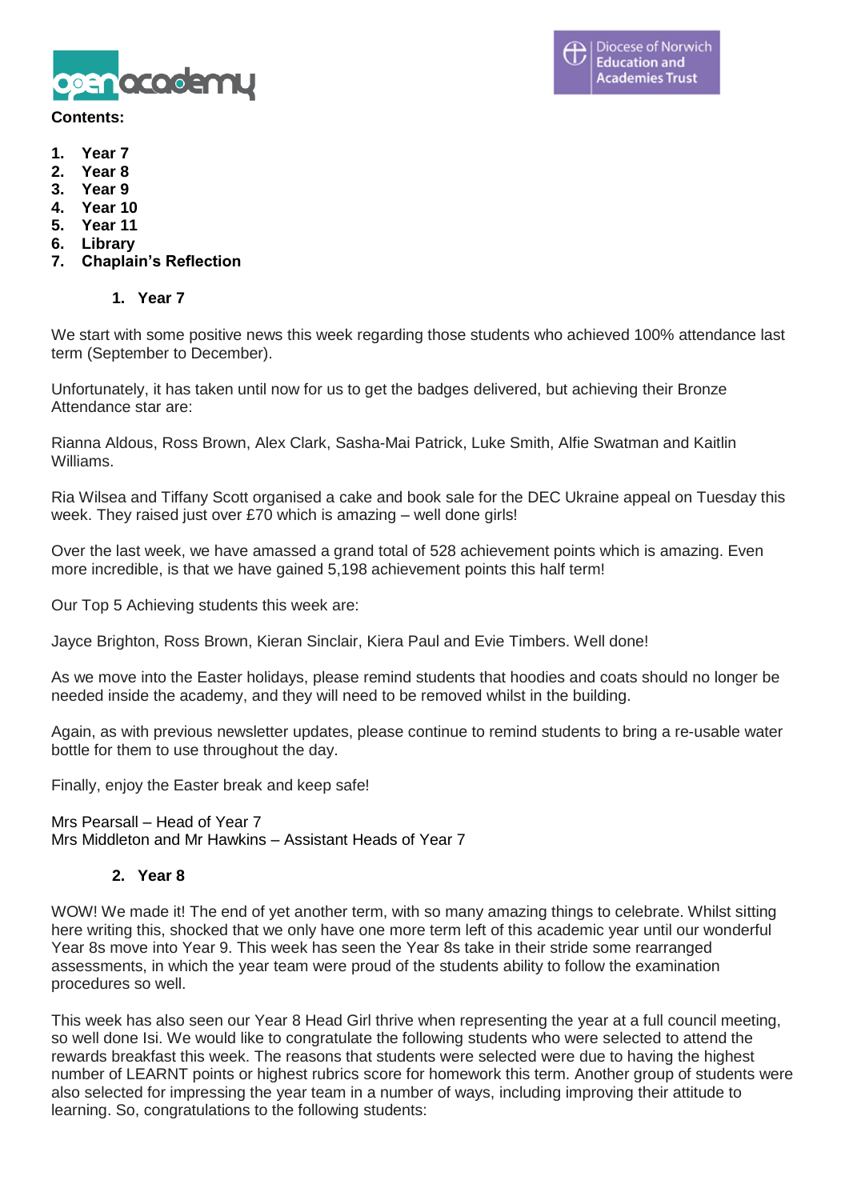**Contents:**

1. **Year 7**
2. **Year 8**
3. **Year 9**
4. **Year 10**
5. **Year 11**
6. **Library**
7. **Chaplain's Reflection**

## 1. Year 7

We start with some positive news this week regarding those students who achieved 100% attendance last term (September to December).

Unfortunately, it has taken until now for us to get the badges delivered, but achieving their Bronze Attendance star are:

Rianna Aldous, Ross Brown, Alex Clark, Sasha-Mai Patrick, Luke Smith, Alfie Swatman and Kaitlin Williams.

Ria Wilsea and Tiffany Scott organised a cake and book sale for the DEC Ukraine appeal on Tuesday this week. They raised just over £70 which is amazing – well done girls!

Over the last week, we have amassed a grand total of 528 achievement points which is amazing. Even more incredible, is that we have gained 5,198 achievement points this half term!

Our Top 5 Achieving students this week are:

Jayce Brighton, Ross Brown, Kieran Sinclair, Kiera Paul and Evie Timbers. Well done!

As we move into the Easter holidays, please remind students that hoodies and coats should no longer be needed inside the academy, and they will need to be removed whilst in the building.

Again, as with previous newsletter updates, please continue to remind students to bring a re-usable water bottle for them to use throughout the day.

Finally, enjoy the Easter break and keep safe!

Mrs Pearsall – Head of Year 7
Mrs Middleton and Mr Hawkins – Assistant Heads of Year 7

## 2. Year 8

WOW! We made it! The end of yet another term, with so many amazing things to celebrate. Whilst sitting here writing this, shocked that we only have one more term left of this academic year until our wonderful Year 8s move into Year 9. This week has seen the Year 8s take in their stride some rearranged assessments, in which the year team were proud of the students ability to follow the examination procedures so well.

This week has also seen our Year 8 Head Girl thrive when representing the year at a full council meeting, so well done Isi. We would like to congratulate the following students who were selected to attend the rewards breakfast this week. The reasons that students were selected were due to having the highest number of LEARNT points or highest rubrics score for homework this term. Another group of students were also selected for impressing the year team in a number of ways, including improving their attitude to learning. So, congratulations to the following students: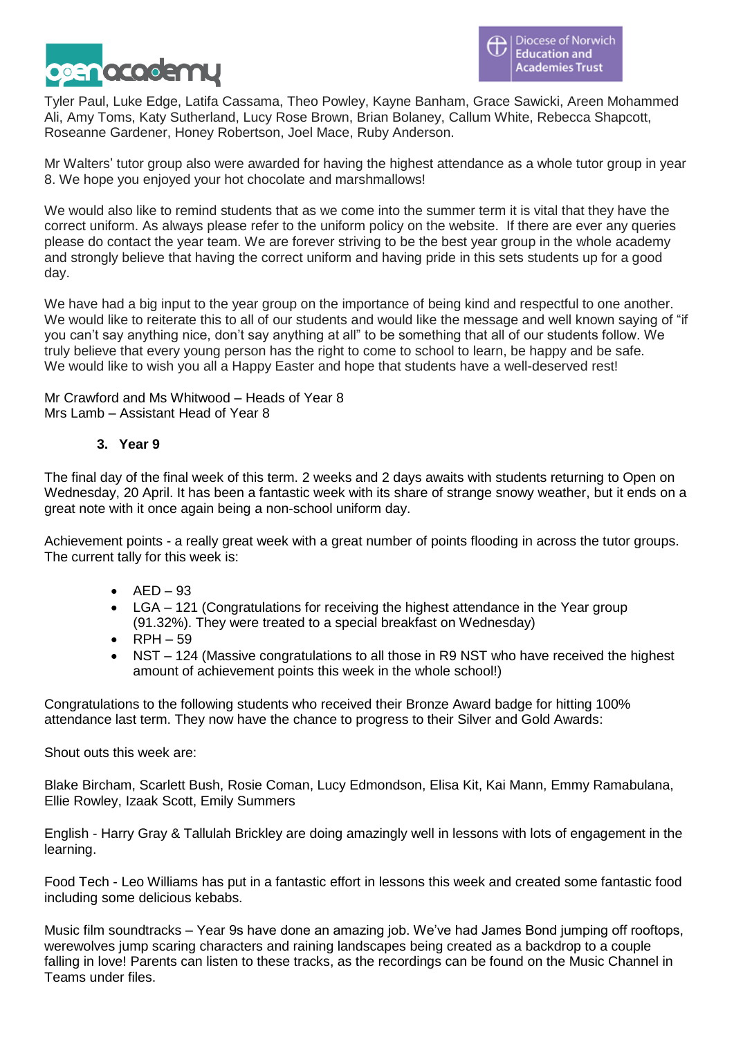Tyler Paul, Luke Edge, Latifa Cassama, Theo Powley, Kayne Banham, Grace Sawicki, Areen Mohammed Ali, Amy Toms, Katy Sutherland, Lucy Rose Brown, Brian Bolaney, Callum White, Rebecca Shapcott, Roseanne Gardener, Honey Robertson, Joel Mace, Ruby Anderson.

Mr Walters' tutor group also were awarded for having the highest attendance as a whole tutor group in year 8. We hope you enjoyed your hot chocolate and marshmallows!

We would also like to remind students that as we come into the summer term it is vital that they have the correct uniform. As always please refer to the uniform policy on the website. If there are ever any queries please do contact the year team. We are forever striving to be the best year group in the whole academy and strongly believe that having the correct uniform and having pride in this sets students up for a good day.

We have had a big input to the year group on the importance of being kind and respectful to one another. We would like to reiterate this to all of our students and would like the message and well known saying of "if you can't say anything nice, don't say anything at all" to be something that all of our students follow. We truly believe that every young person has the right to come to school to learn, be happy and be safe. We would like to wish you all a Happy Easter and hope that students have a well-deserved rest!

Mr Crawford and Ms Whitwood – Heads of Year 8
Mrs Lamb – Assistant Head of Year 8

## 3. Year 9

The final day of the final week of this term. 2 weeks and 2 days awaits with students returning to Open on Wednesday, 20 April. It has been a fantastic week with its share of strange snowy weather, but it ends on a great note with it once again being a non-school uniform day.

Achievement points - a really great week with a great number of points flooding in across the tutor groups. The current tally for this week is:

- AED – 93
- LGA – 121 (Congratulations for receiving the highest attendance in the Year group (91.32%). They were treated to a special breakfast on Wednesday)
- RPH – 59
- NST – 124 (Massive congratulations to all those in R9 NST who have received the highest amount of achievement points this week in the whole school!)

Congratulations to the following students who received their Bronze Award badge for hitting 100% attendance last term. They now have the chance to progress to their Silver and Gold Awards:

Shout outs this week are:

Blake Bircham, Scarlett Bush, Rosie Coman, Lucy Edmondson, Elisa Kit, Kai Mann, Emmy Ramabulana, Ellie Rowley, Izaak Scott, Emily Summers

English - Harry Gray & Tallulah Brickley are doing amazingly well in lessons with lots of engagement in the learning.

Food Tech - Leo Williams has put in a fantastic effort in lessons this week and created some fantastic food including some delicious kebabs.

Music film soundtracks – Year 9s have done an amazing job. We've had James Bond jumping off rooftops, werewolves jump scaring characters and raining landscapes being created as a backdrop to a couple falling in love! Parents can listen to these tracks, as the recordings can be found on the Music Channel in Teams under files.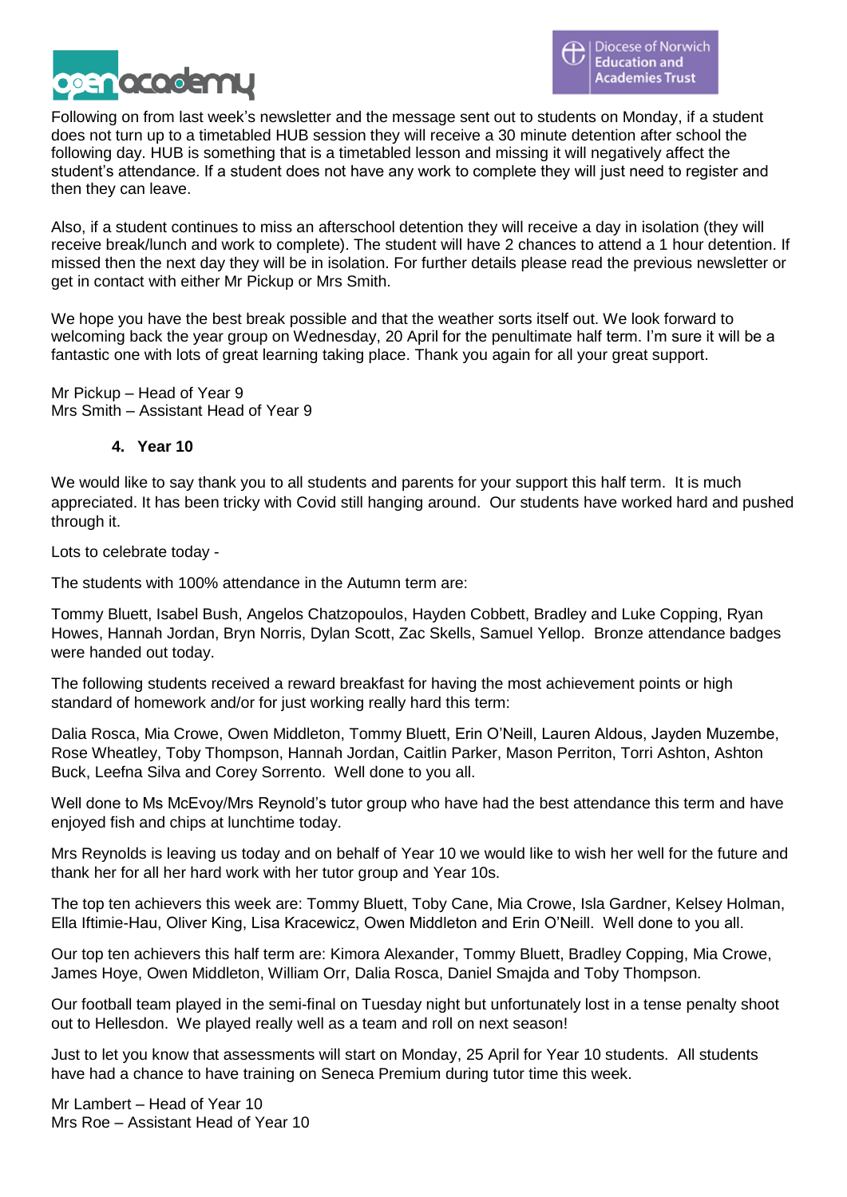Following on from last week's newsletter and the message sent out to students on Monday, if a student does not turn up to a timetabled HUB session they will receive a 30 minute detention after school the following day. HUB is something that is a timetabled lesson and missing it will negatively affect the student's attendance. If a student does not have any work to complete they will just need to register and then they can leave.

Also, if a student continues to miss an afterschool detention they will receive a day in isolation (they will receive break/lunch and work to complete). The student will have 2 chances to attend a 1 hour detention. If missed then the next day they will be in isolation. For further details please read the previous newsletter or get in contact with either Mr Pickup or Mrs Smith.

We hope you have the best break possible and that the weather sorts itself out. We look forward to welcoming back the year group on Wednesday, 20 April for the penultimate half term. I'm sure it will be a fantastic one with lots of great learning taking place. Thank you again for all your great support.

Mr Pickup – Head of Year 9
Mrs Smith – Assistant Head of Year 9

## 4. Year 10

We would like to say thank you to all students and parents for your support this half term. It is much appreciated. It has been tricky with Covid still hanging around. Our students have worked hard and pushed through it.

Lots to celebrate today -

The students with 100% attendance in the Autumn term are:

Tommy Bluett, Isabel Bush, Angelos Chatzopoulos, Hayden Cobbett, Bradley and Luke Copping, Ryan Howes, Hannah Jordan, Bryn Norris, Dylan Scott, Zac Skells, Samuel Yellop. Bronze attendance badges were handed out today.

The following students received a reward breakfast for having the most achievement points or high standard of homework and/or for just working really hard this term:

Dalia Rosca, Mia Crowe, Owen Middleton, Tommy Bluett, Erin O'Neill, Lauren Aldous, Jayden Muzembe, Rose Wheatley, Toby Thompson, Hannah Jordan, Caitlin Parker, Mason Perriton, Torri Ashton, Ashton Buck, Leefna Silva and Corey Sorrento. Well done to you all.

Well done to Ms McEvoy/Mrs Reynold's tutor group who have had the best attendance this term and have enjoyed fish and chips at lunchtime today.

Mrs Reynolds is leaving us today and on behalf of Year 10 we would like to wish her well for the future and thank her for all her hard work with her tutor group and Year 10s.

The top ten achievers this week are: Tommy Bluett, Toby Cane, Mia Crowe, Isla Gardner, Kelsey Holman, Ella Iftimie-Hau, Oliver King, Lisa Kracewicz, Owen Middleton and Erin O'Neill. Well done to you all.

Our top ten achievers this half term are: Kimora Alexander, Tommy Bluett, Bradley Copping, Mia Crowe, James Hoye, Owen Middleton, William Orr, Dalia Rosca, Daniel Smajda and Toby Thompson.

Our football team played in the semi-final on Tuesday night but unfortunately lost in a tense penalty shoot out to Hellesdon. We played really well as a team and roll on next season!

Just to let you know that assessments will start on Monday, 25 April for Year 10 students. All students have had a chance to have training on Seneca Premium during tutor time this week.

Mr Lambert – Head of Year 10
Mrs Roe – Assistant Head of Year 10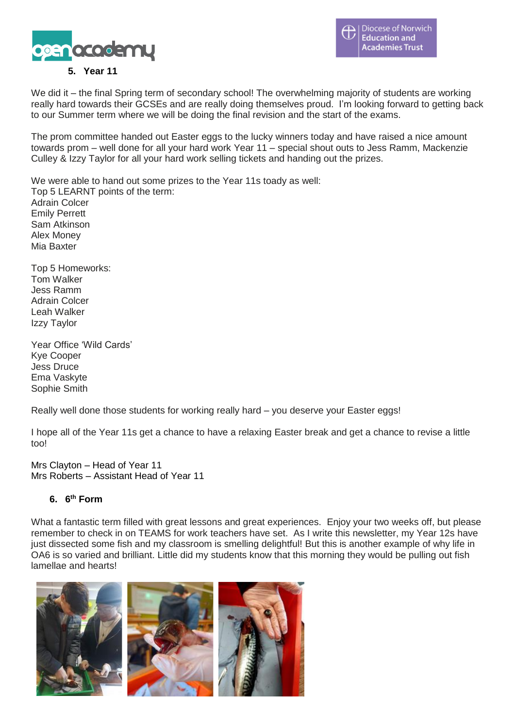## 5. Year 11

We did it – the final Spring term of secondary school! The overwhelming majority of students are working really hard towards their GCSEs and are really doing themselves proud. I'm looking forward to getting back to our Summer term where we will be doing the final revision and the start of the exams.

The prom committee handed out Easter eggs to the lucky winners today and have raised a nice amount towards prom – well done for all your hard work Year 11 – special shout outs to Jess Ramm, Mackenzie Culley & Izzy Taylor for all your hard work selling tickets and handing out the prizes.

We were able to hand out some prizes to the Year 11s toady as well:
Top 5 LEARNT points of the term:
Adrain Colcer
Emily Perrett
Sam Atkinson
Alex Money
Mia Baxter

Top 5 Homeworks:
Tom Walker
Jess Ramm
Adrain Colcer
Leah Walker
Izzy Taylor

Year Office 'Wild Cards'
Kye Cooper
Jess Druce
Ema Vaskyte
Sophie Smith

Really well done those students for working really hard – you deserve your Easter eggs!

I hope all of the Year 11s get a chance to have a relaxing Easter break and get a chance to revise a little too!

Mrs Clayton – Head of Year 11
Mrs Roberts – Assistant Head of Year 11

## 6. 6th Form

What a fantastic term filled with great lessons and great experiences. Enjoy your two weeks off, but please remember to check in on TEAMS for work teachers have set. As I write this newsletter, my Year 12s have just dissected some fish and my classroom is smelling delightful! But this is another example of why life in OA6 is so varied and brilliant. Little did my students know that this morning they would be pulling out fish lamellae and hearts!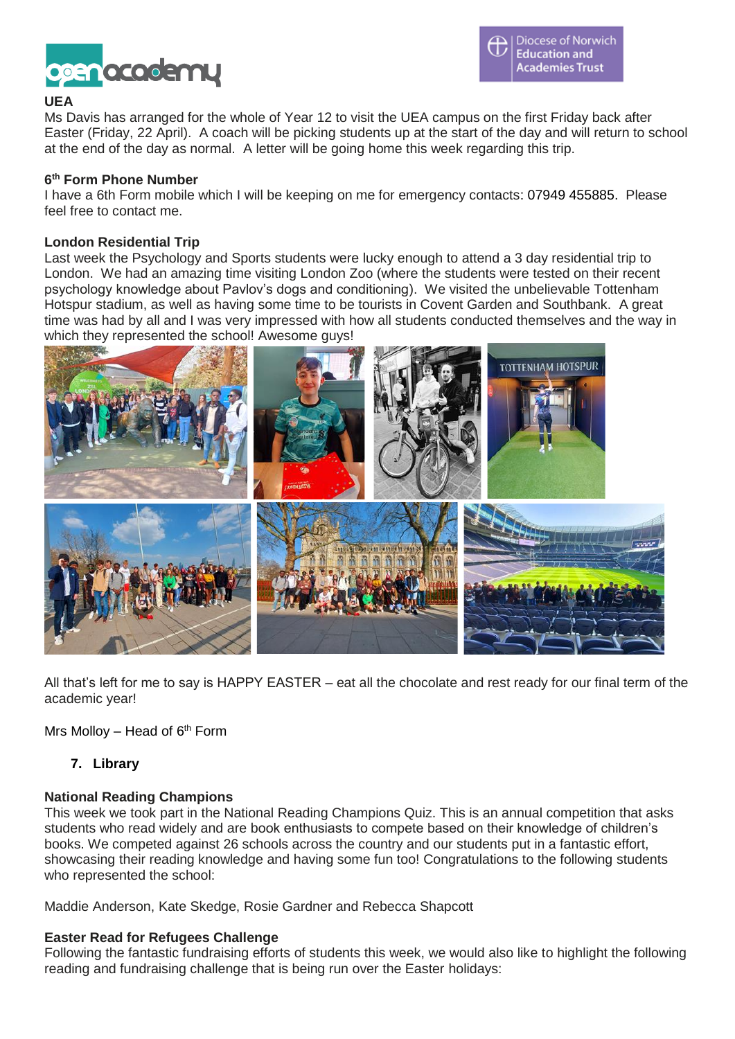### UEA

Ms Davis has arranged for the whole of Year 12 to visit the UEA campus on the first Friday back after Easter (Friday, 22 April). A coach will be picking students up at the start of the day and will return to school at the end of the day as normal. A letter will be going home this week regarding this trip.

### 6th Form Phone Number

I have a 6th Form mobile which I will be keeping on me for emergency contacts: 07949 455885. Please feel free to contact me.

### London Residential Trip

Last week the Psychology and Sports students were lucky enough to attend a 3 day residential trip to London. We had an amazing time visiting London Zoo (where the students were tested on their recent psychology knowledge about Pavlov's dogs and conditioning). We visited the unbelievable Tottenham Hotspur stadium, as well as having some time to be tourists in Covent Garden and Southbank. A great time was had by all and I was very impressed with how all students conducted themselves and the way in which they represented the school! Awesome guys!

All that's left for me to say is HAPPY EASTER – eat all the chocolate and rest ready for our final term of the academic year!

Mrs Molloy – Head of 6th Form

## 7. Library

### National Reading Champions

This week we took part in the National Reading Champions Quiz. This is an annual competition that asks students who read widely and are book enthusiasts to compete based on their knowledge of children's books. We competed against 26 schools across the country and our students put in a fantastic effort, showcasing their reading knowledge and having some fun too! Congratulations to the following students who represented the school:

Maddie Anderson, Kate Skedge, Rosie Gardner and Rebecca Shapcott

### Easter Read for Refugees Challenge

Following the fantastic fundraising efforts of students this week, we would also like to highlight the following reading and fundraising challenge that is being run over the Easter holidays: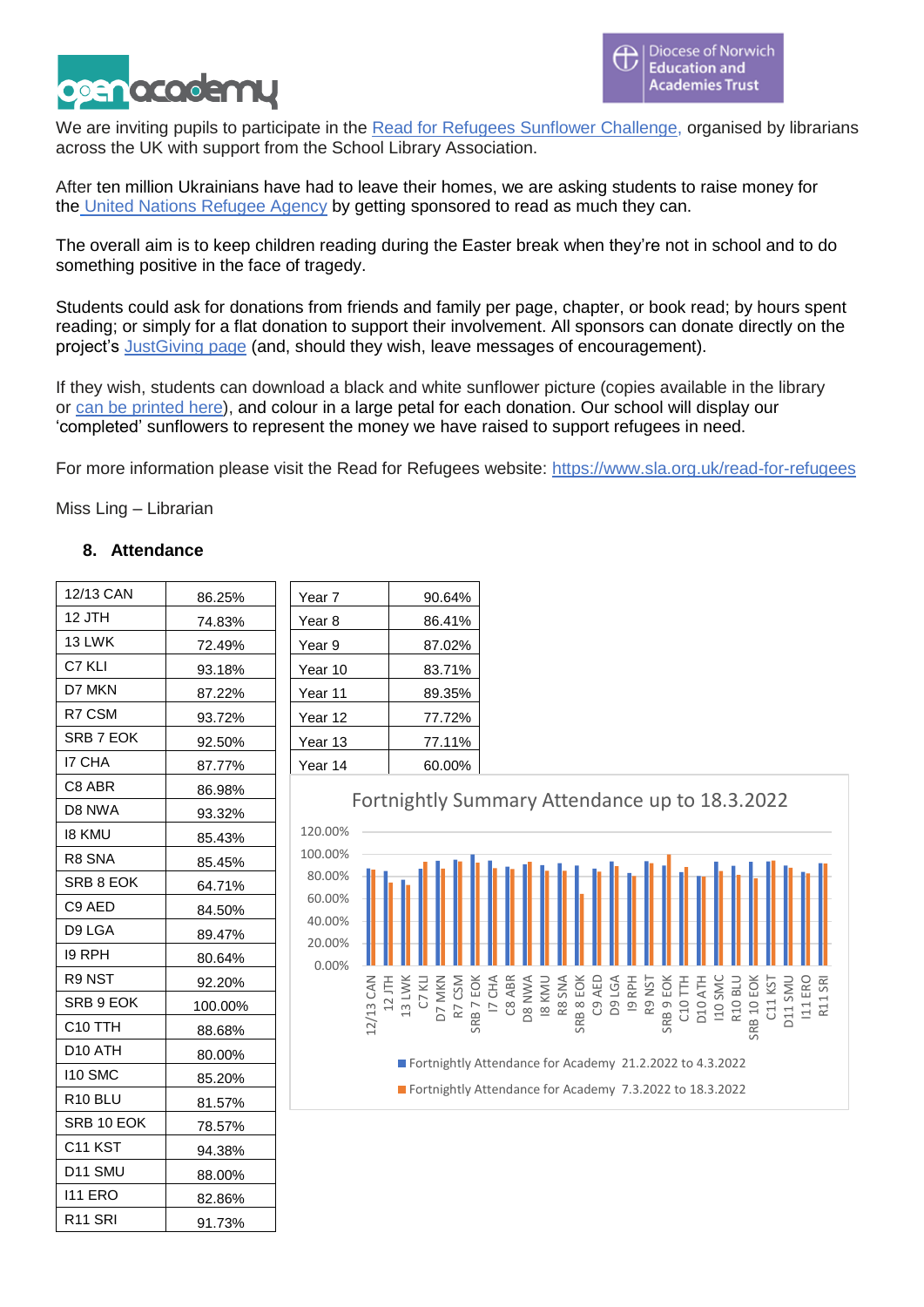We are inviting pupils to participate in the [Read for Refugees Sunflower Challenge,](https://www.sla.org.uk/read-for-refugees) organised by librarians across the UK with support from the School Library Association.

After ten million Ukrainians have had to leave their homes, we are asking students to raise money for the United Nations Refugee Agency by getting sponsored to read as much they can.

The overall aim is to keep children reading during the Easter break when they're not in school and to do something positive in the face of tragedy.

Students could ask for donations from friends and family per page, chapter, or book read; by hours spent reading; or simply for a flat donation to support their involvement. All sponsors can donate directly on the project's JustGiving page (and, should they wish, leave messages of encouragement).

If they wish, students can download a black and white sunflower picture (copies available in the library or can be printed here), and colour in a large petal for each donation. Our school will display our 'completed' sunflowers to represent the money we have raised to support refugees in need.

For more information please visit the Read for Refugees website: https://www.sla.org.uk/read-for-refugees

Miss Ling – Librarian

## 8. Attendance

| | |
|---|---|
| 12/13 CAN | 86.25% |
| 12 JTH | 74.83% |
| 13 LWK | 72.49% |
| C7 KLI | 93.18% |
| D7 MKN | 87.22% |
| R7 CSM | 93.72% |
| SRB 7 EOK | 92.50% |
| I7 CHA | 87.77% |
| C8 ABR | 86.98% |
| D8 NWA | 93.32% |
| I8 KMU | 85.43% |
| R8 SNA | 85.45% |
| SRB 8 EOK | 64.71% |
| C9 AED | 84.50% |
| D9 LGA | 89.47% |
| I9 RPH | 80.64% |
| R9 NST | 92.20% |
| SRB 9 EOK | 100.00% |
| C10 TTH | 88.68% |
| D10 ATH | 80.00% |
| I10 SMC | 85.20% |
| R10 BLU | 81.57% |
| SRB 10 EOK | 78.57% |
| C11 KST | 94.38% |
| D11 SMU | 88.00% |
| I11 ERO | 82.86% |
| R11 SRI | 91.73% |

| | |
|---|---|
| Year 7 | 90.64% |
| Year 8 | 86.41% |
| Year 9 | 87.02% |
| Year 10 | 83.71% |
| Year 11 | 89.35% |
| Year 12 | 77.72% |
| Year 13 | 77.11% |
| Year 14 | 60.00% |

Fortnightly Summary Attendance up to 18.3.2022

Fortnightly Attendance for Academy 21.2.2022 to 4.3.2022

Fortnightly Attendance for Academy 7.3.2022 to 18.3.2022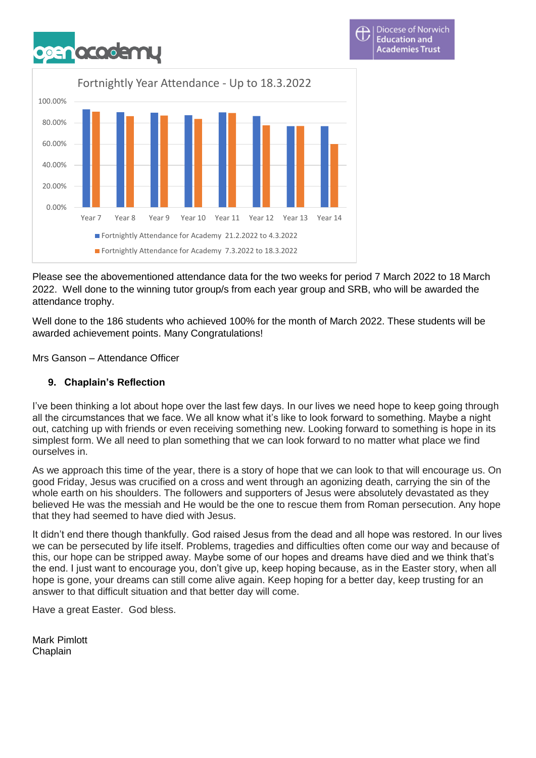Fortnightly Year Attendance - Up to 18.3.2022

100.00%
80.00%
60.00%
40.00%
20.00%
0.00%

Year 7 Year 8 Year 9 Year 10 Year 11 Year 12 Year 13 Year 14

Fortnightly Attendance for Academy 21.2.2022 to 4.3.2022

Fortnightly Attendance for Academy 7.3.2022 to 18.3.2022

Please see the abovementioned attendance data for the two weeks for period 7 March 2022 to 18 March 2022. Well done to the winning tutor group/s from each year group and SRB, who will be awarded the attendance trophy.

Well done to the 186 students who achieved 100% for the month of March 2022. These students will be awarded achievement points. Many Congratulations!

Mrs Ganson – Attendance Officer

## 9. Chaplain's Reflection

I've been thinking a lot about hope over the last few days. In our lives we need hope to keep going through all the circumstances that we face. We all know what it's like to look forward to something. Maybe a night out, catching up with friends or even receiving something new. Looking forward to something is hope in its simplest form. We all need to plan something that we can look forward to no matter what place we find ourselves in.

As we approach this time of the year, there is a story of hope that we can look to that will encourage us. On good Friday, Jesus was crucified on a cross and went through an agonizing death, carrying the sin of the whole earth on his shoulders. The followers and supporters of Jesus were absolutely devastated as they believed He was the messiah and He would be the one to rescue them from Roman persecution. Any hope that they had seemed to have died with Jesus.

It didn't end there though thankfully. God raised Jesus from the dead and all hope was restored. In our lives we can be persecuted by life itself. Problems, tragedies and difficulties often come our way and because of this, our hope can be stripped away. Maybe some of our hopes and dreams have died and we think that's the end. I just want to encourage you, don't give up, keep hoping because, as in the Easter story, when all hope is gone, your dreams can still come alive again. Keep hoping for a better day, keep trusting for an answer to that difficult situation and that better day will come.

Have a great Easter. God bless.

Mark Pimlott
Chaplain